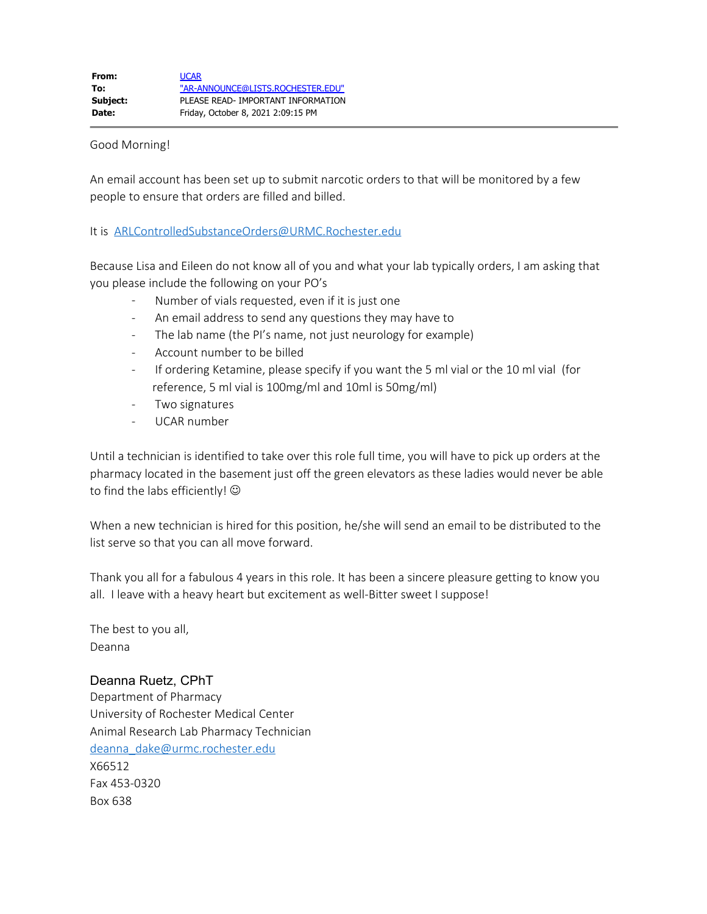| | |
|---|---|
| **From:** | UCAR |
| **To:** | "AR-ANNOUNCE@LISTS.ROCHESTER.EDU" |
| **Subject:** | PLEASE READ- IMPORTANT INFORMATION |
| **Date:** | Friday, October 8, 2021 2:09:15 PM |

---

Good Morning!

An email account has been set up to submit narcotic orders to that will be monitored by a few people to ensure that orders are filled and billed.

It is ARLControlledSubstanceOrders@URMC.Rochester.edu

Because Lisa and Eileen do not know all of you and what your lab typically orders, I am asking that you please include the following on your PO's

- Number of vials requested, even if it is just one
- An email address to send any questions they may have to
- The lab name (the PI's name, not just neurology for example)
- Account number to be billed
- If ordering Ketamine, please specify if you want the 5 ml vial or the 10 ml vial (for reference, 5 ml vial is 100mg/ml and 10ml is 50mg/ml)
- Two signatures
- UCAR number

Until a technician is identified to take over this role full time, you will have to pick up orders at the pharmacy located in the basement just off the green elevators as these ladies would never be able to find the labs efficiently! ☺

When a new technician is hired for this position, he/she will send an email to be distributed to the list serve so that you can all move forward.

Thank you all for a fabulous 4 years in this role. It has been a sincere pleasure getting to know you all. I leave with a heavy heart but excitement as well-Bitter sweet I suppose!

The best to you all,
Deanna

Deanna Ruetz, CPhT
Department of Pharmacy
University of Rochester Medical Center
Animal Research Lab Pharmacy Technician
deanna_dake@urmc.rochester.edu
X66512
Fax 453-0320
Box 638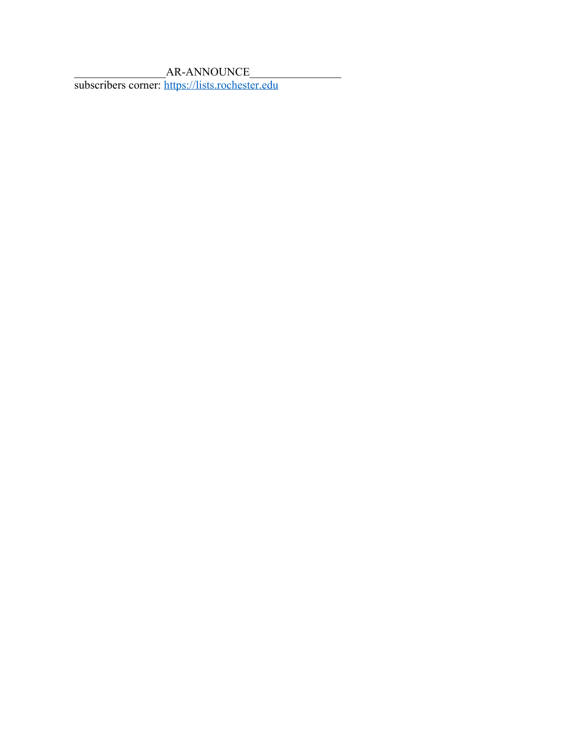________________AR-ANNOUNCE________________

subscribers corner: [https://lists.rochester.edu](https://lists.rochester.edu)